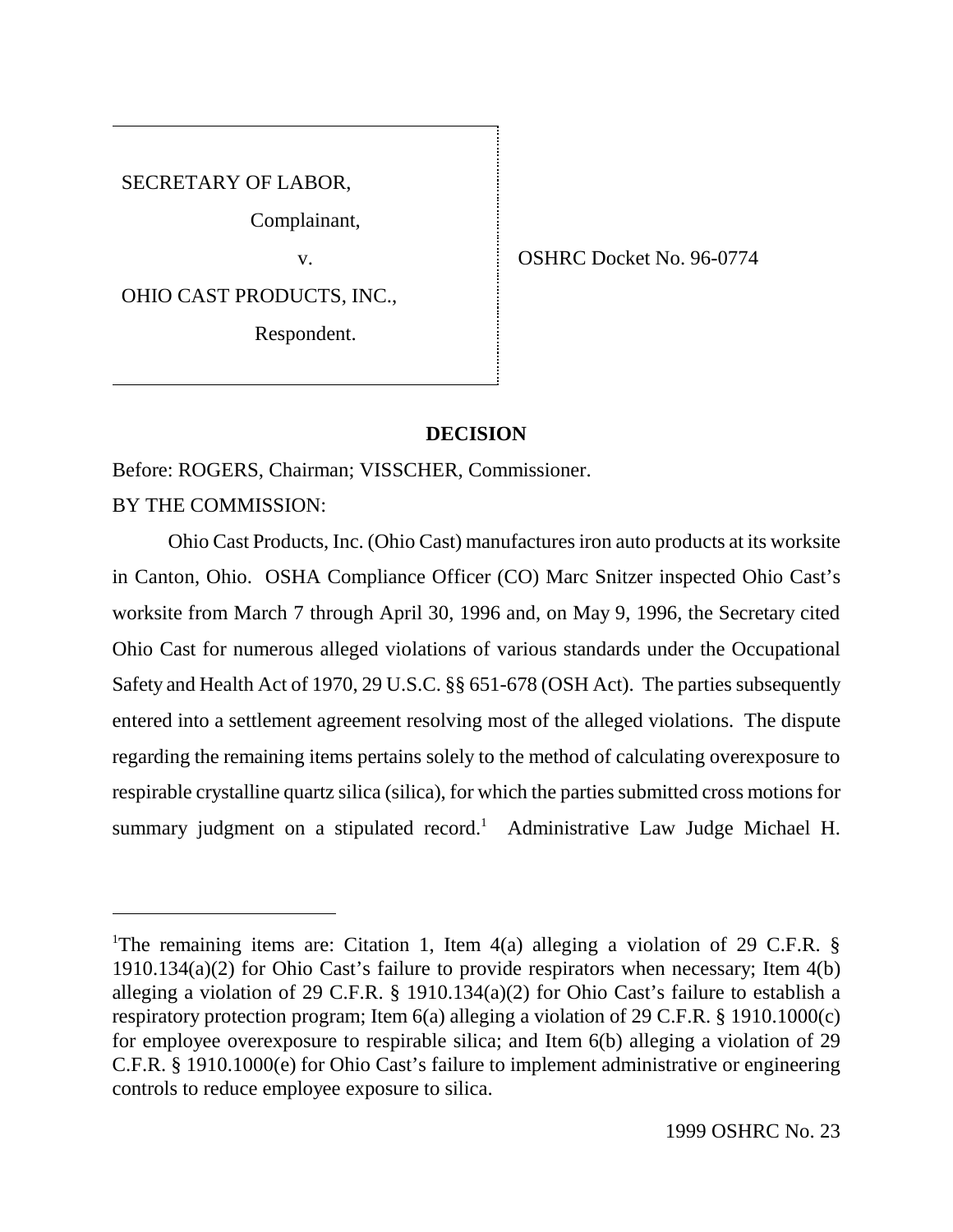SECRETARY OF LABOR,

Complainant,

v.

OHIO CAST PRODUCTS, INC.,

Respondent.

OSHRC Docket No. 96-0774

**DECISION**

Before: ROGERS, Chairman; VISSCHER, Commissioner.

BY THE COMMISSION:

Ohio Cast Products, Inc. (Ohio Cast) manufactures iron auto products at its worksite in Canton, Ohio. OSHA Compliance Officer (CO) Marc Snitzer inspected Ohio Cast's worksite from March 7 through April 30, 1996 and, on May 9, 1996, the Secretary cited Ohio Cast for numerous alleged violations of various standards under the Occupational Safety and Health Act of 1970, 29 U.S.C. §§ 651-678 (OSH Act). The parties subsequently entered into a settlement agreement resolving most of the alleged violations. The dispute regarding the remaining items pertains solely to the method of calculating overexposure to respirable crystalline quartz silica (silica), for which the parties submitted cross motions for summary judgment on a stipulated record.[1] Administrative Law Judge Michael H.

[1]The remaining items are: Citation 1, Item 4(a) alleging a violation of 29 C.F.R. § 1910.134(a)(2) for Ohio Cast's failure to provide respirators when necessary; Item 4(b) alleging a violation of 29 C.F.R. § 1910.134(a)(2) for Ohio Cast's failure to establish a respiratory protection program; Item 6(a) alleging a violation of 29 C.F.R. § 1910.1000(c) for employee overexposure to respirable silica; and Item 6(b) alleging a violation of 29 C.F.R. § 1910.1000(e) for Ohio Cast's failure to implement administrative or engineering controls to reduce employee exposure to silica.

1999 OSHRC No. 23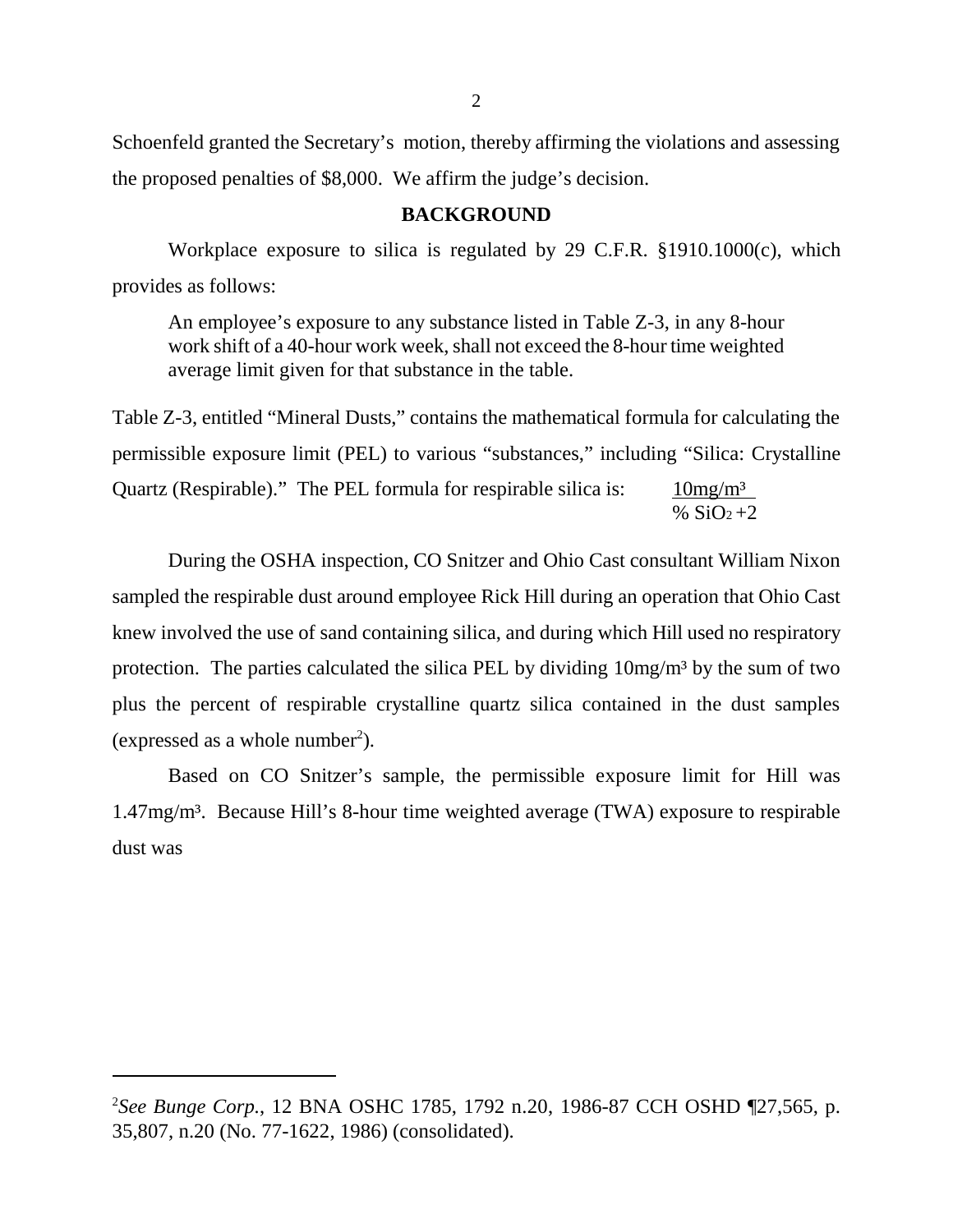Schoenfeld granted the Secretary's motion, thereby affirming the violations and assessing the proposed penalties of $8,000. We affirm the judge's decision.

## BACKGROUND

Workplace exposure to silica is regulated by 29 C.F.R. §1910.1000(c), which provides as follows:

> An employee's exposure to any substance listed in Table Z-3, in any 8-hour work shift of a 40-hour work week, shall not exceed the 8-hour time weighted average limit given for that substance in the table.

Table Z-3, entitled "Mineral Dusts," contains the mathematical formula for calculating the permissible exposure limit (PEL) to various "substances," including "Silica: Crystalline Quartz (Respirable)." The PEL formula for respirable silica is: $\frac{10mg/m^3}{\% \, SiO_2 + 2}$

During the OSHA inspection, CO Snitzer and Ohio Cast consultant William Nixon sampled the respirable dust around employee Rick Hill during an operation that Ohio Cast knew involved the use of sand containing silica, and during which Hill used no respiratory protection. The parties calculated the silica PEL by dividing $10mg/m^3$ by the sum of two plus the percent of respirable crystalline quartz silica contained in the dust samples (expressed as a whole number[2]).

Based on CO Snitzer's sample, the permissible exposure limit for Hill was $1.47mg/m^3$. Because Hill's 8-hour time weighted average (TWA) exposure to respirable dust was

---

[2] *See Bunge Corp.*, 12 BNA OSHC 1785, 1792 n.20, 1986-87 CCH OSHD ¶27,565, p. 35,807, n.20 (No. 77-1622, 1986) (consolidated).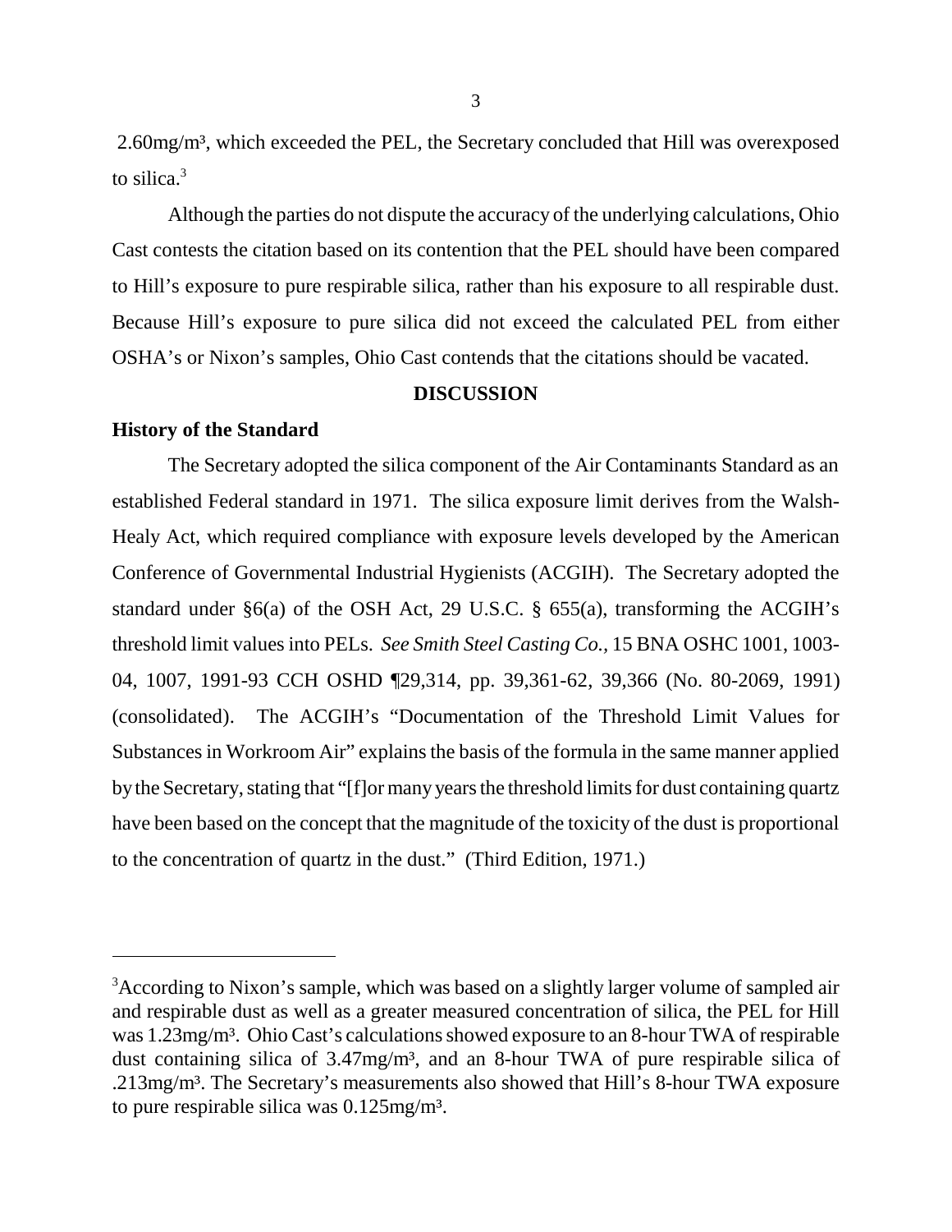2.60mg/m³, which exceeded the PEL, the Secretary concluded that Hill was overexposed to silica.[3]

Although the parties do not dispute the accuracy of the underlying calculations, Ohio Cast contests the citation based on its contention that the PEL should have been compared to Hill's exposure to pure respirable silica, rather than his exposure to all respirable dust. Because Hill's exposure to pure silica did not exceed the calculated PEL from either OSHA's or Nixon's samples, Ohio Cast contends that the citations should be vacated.

## DISCUSSION

### History of the Standard

The Secretary adopted the silica component of the Air Contaminants Standard as an established Federal standard in 1971. The silica exposure limit derives from the Walsh-Healy Act, which required compliance with exposure levels developed by the American Conference of Governmental Industrial Hygienists (ACGIH). The Secretary adopted the standard under §6(a) of the OSH Act, 29 U.S.C. § 655(a), transforming the ACGIH's threshold limit values into PELs. *See Smith Steel Casting Co.*, 15 BNA OSHC 1001, 1003-04, 1007, 1991-93 CCH OSHD ¶29,314, pp. 39,361-62, 39,366 (No. 80-2069, 1991) (consolidated). The ACGIH's "Documentation of the Threshold Limit Values for Substances in Workroom Air" explains the basis of the formula in the same manner applied by the Secretary, stating that "[f]or many years the threshold limits for dust containing quartz have been based on the concept that the magnitude of the toxicity of the dust is proportional to the concentration of quartz in the dust." (Third Edition, 1971.)

---

[3] According to Nixon's sample, which was based on a slightly larger volume of sampled air and respirable dust as well as a greater measured concentration of silica, the PEL for Hill was 1.23mg/m³. Ohio Cast's calculations showed exposure to an 8-hour TWA of respirable dust containing silica of 3.47mg/m³, and an 8-hour TWA of pure respirable silica of .213mg/m³. The Secretary's measurements also showed that Hill's 8-hour TWA exposure to pure respirable silica was 0.125mg/m³.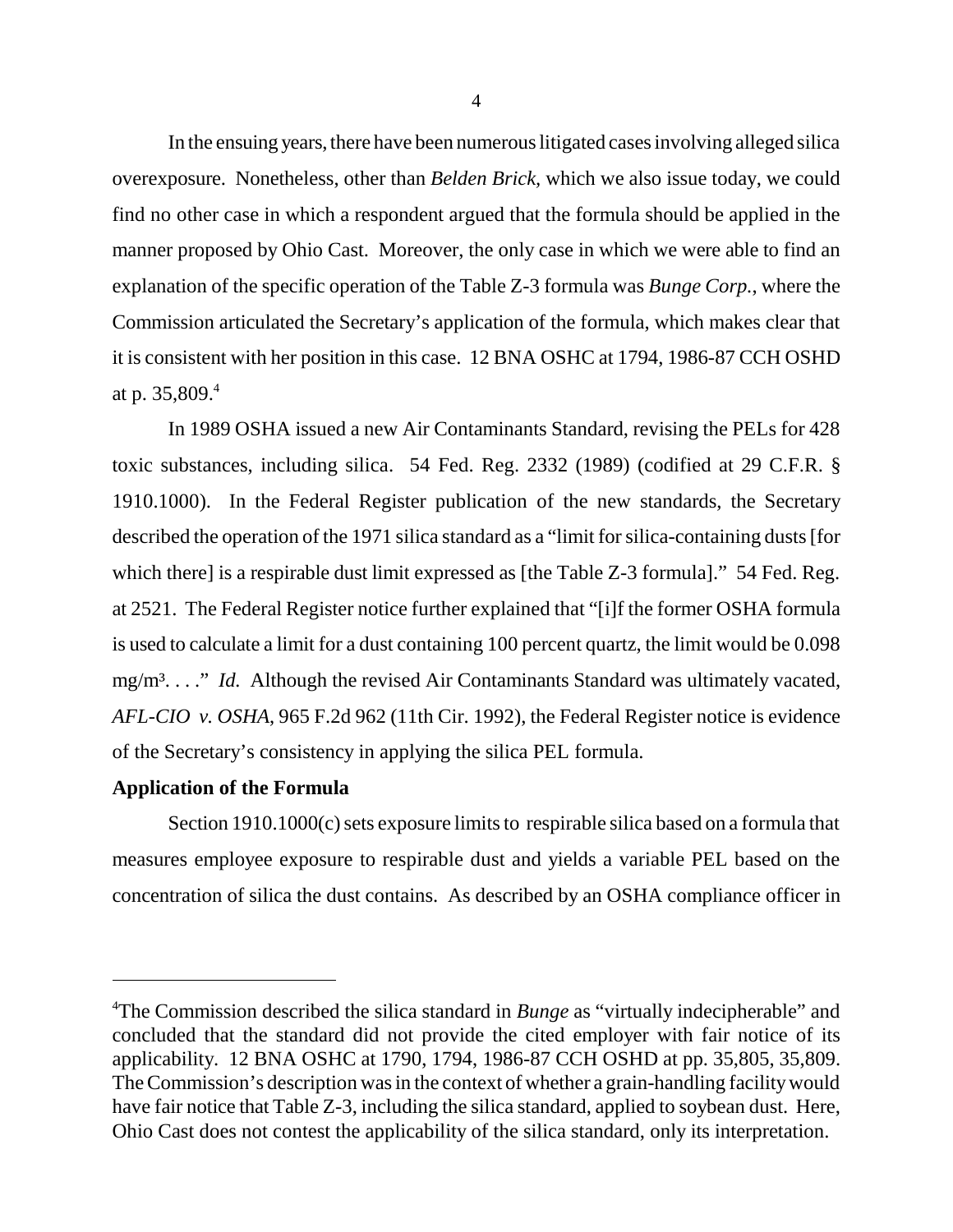In the ensuing years, there have been numerous litigated cases involving alleged silica overexposure. Nonetheless, other than *Belden Brick,* which we also issue today, we could find no other case in which a respondent argued that the formula should be applied in the manner proposed by Ohio Cast. Moreover, the only case in which we were able to find an explanation of the specific operation of the Table Z-3 formula was *Bunge Corp.*, where the Commission articulated the Secretary's application of the formula, which makes clear that it is consistent with her position in this case. 12 BNA OSHC at 1794, 1986-87 CCH OSHD at p. 35,809.[4]

In 1989 OSHA issued a new Air Contaminants Standard, revising the PELs for 428 toxic substances, including silica. 54 Fed. Reg. 2332 (1989) (codified at 29 C.F.R. § 1910.1000). In the Federal Register publication of the new standards, the Secretary described the operation of the 1971 silica standard as a "limit for silica-containing dusts [for which there] is a respirable dust limit expressed as [the Table Z-3 formula]." 54 Fed. Reg. at 2521. The Federal Register notice further explained that "[i]f the former OSHA formula is used to calculate a limit for a dust containing 100 percent quartz, the limit would be 0.098 mg/m³. . . ." *Id.* Although the revised Air Contaminants Standard was ultimately vacated, *AFL-CIO v. OSHA*, 965 F.2d 962 (11th Cir. 1992), the Federal Register notice is evidence of the Secretary's consistency in applying the silica PEL formula.

**Application of the Formula**

Section 1910.1000(c) sets exposure limits to respirable silica based on a formula that measures employee exposure to respirable dust and yields a variable PEL based on the concentration of silica the dust contains. As described by an OSHA compliance officer in

---

[4] The Commission described the silica standard in *Bunge* as "virtually indecipherable" and concluded that the standard did not provide the cited employer with fair notice of its applicability. 12 BNA OSHC at 1790, 1794, 1986-87 CCH OSHD at pp. 35,805, 35,809. The Commission's description was in the context of whether a grain-handling facility would have fair notice that Table Z-3, including the silica standard, applied to soybean dust. Here, Ohio Cast does not contest the applicability of the silica standard, only its interpretation.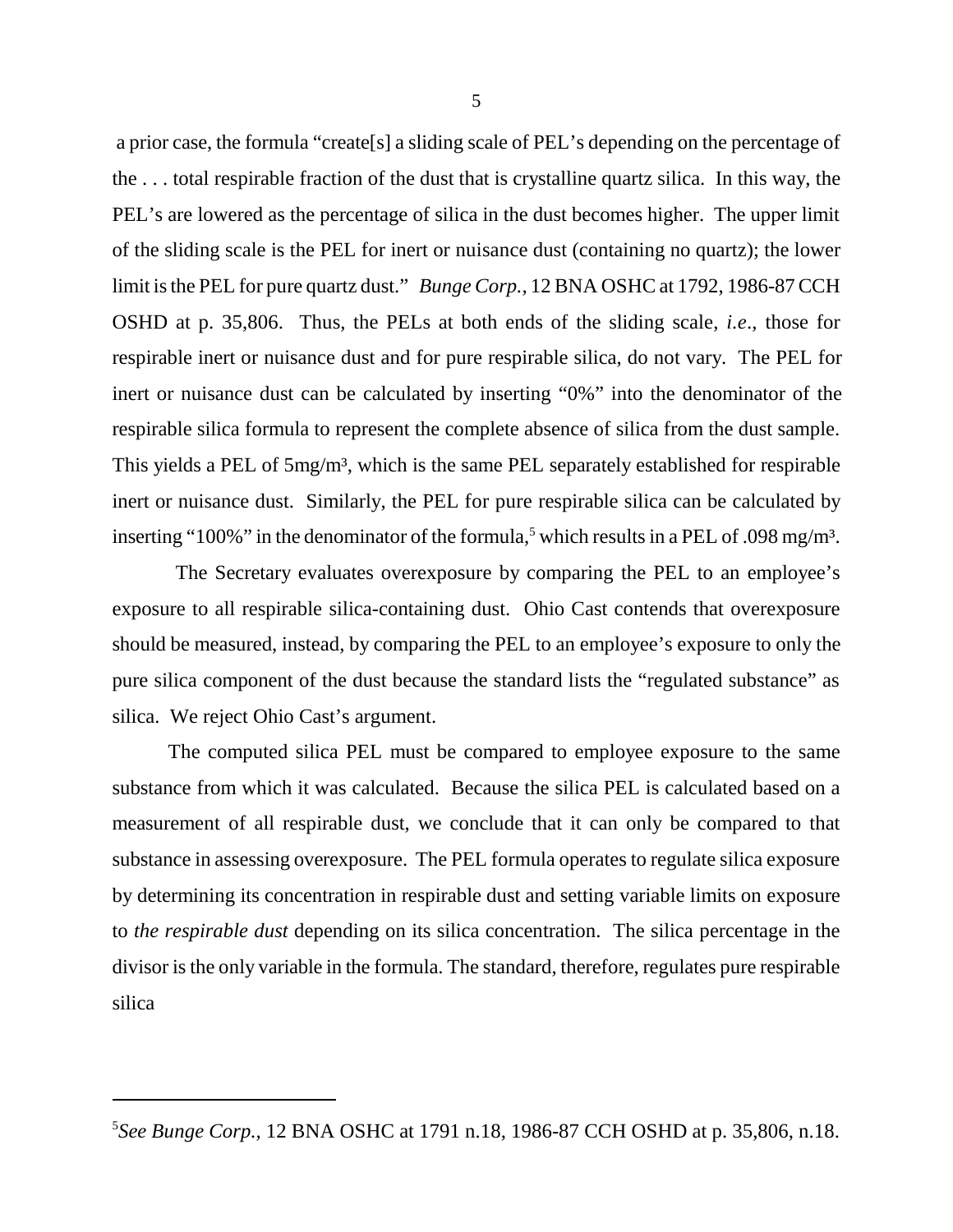a prior case, the formula "create[s] a sliding scale of PEL's depending on the percentage of the . . . total respirable fraction of the dust that is crystalline quartz silica. In this way, the PEL's are lowered as the percentage of silica in the dust becomes higher. The upper limit of the sliding scale is the PEL for inert or nuisance dust (containing no quartz); the lower limit is the PEL for pure quartz dust." *Bunge Corp.,* 12 BNA OSHC at 1792, 1986-87 CCH OSHD at p. 35,806. Thus, the PELs at both ends of the sliding scale, *i.e*., those for respirable inert or nuisance dust and for pure respirable silica, do not vary. The PEL for inert or nuisance dust can be calculated by inserting "0%" into the denominator of the respirable silica formula to represent the complete absence of silica from the dust sample. This yields a PEL of 5mg/m³, which is the same PEL separately established for respirable inert or nuisance dust. Similarly, the PEL for pure respirable silica can be calculated by inserting "100%" in the denominator of the formula,[5] which results in a PEL of .098 mg/m³.

The Secretary evaluates overexposure by comparing the PEL to an employee's exposure to all respirable silica-containing dust. Ohio Cast contends that overexposure should be measured, instead, by comparing the PEL to an employee's exposure to only the pure silica component of the dust because the standard lists the "regulated substance" as silica. We reject Ohio Cast's argument.

The computed silica PEL must be compared to employee exposure to the same substance from which it was calculated. Because the silica PEL is calculated based on a measurement of all respirable dust, we conclude that it can only be compared to that substance in assessing overexposure. The PEL formula operates to regulate silica exposure by determining its concentration in respirable dust and setting variable limits on exposure to *the respirable dust* depending on its silica concentration. The silica percentage in the divisor is the only variable in the formula. The standard, therefore, regulates pure respirable silica

---

[5]*See Bunge Corp.,* 12 BNA OSHC at 1791 n.18, 1986-87 CCH OSHD at p. 35,806, n.18.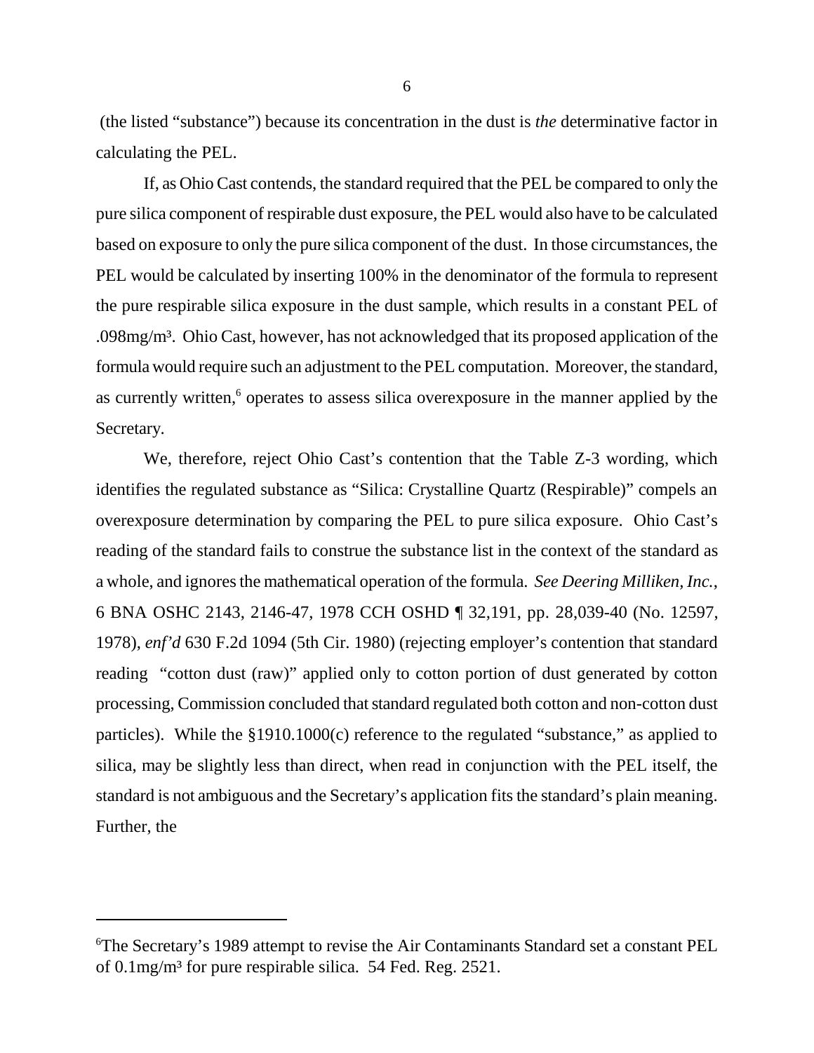(the listed "substance") because its concentration in the dust is *the* determinative factor in calculating the PEL.

If, as Ohio Cast contends, the standard required that the PEL be compared to only the pure silica component of respirable dust exposure, the PEL would also have to be calculated based on exposure to only the pure silica component of the dust. In those circumstances, the PEL would be calculated by inserting 100% in the denominator of the formula to represent the pure respirable silica exposure in the dust sample, which results in a constant PEL of .098mg/m³. Ohio Cast, however, has not acknowledged that its proposed application of the formula would require such an adjustment to the PEL computation. Moreover, the standard, as currently written,[6] operates to assess silica overexposure in the manner applied by the Secretary.

We, therefore, reject Ohio Cast's contention that the Table Z-3 wording, which identifies the regulated substance as "Silica: Crystalline Quartz (Respirable)" compels an overexposure determination by comparing the PEL to pure silica exposure. Ohio Cast's reading of the standard fails to construe the substance list in the context of the standard as a whole, and ignores the mathematical operation of the formula. *See Deering Milliken, Inc.*, 6 BNA OSHC 2143, 2146-47, 1978 CCH OSHD ¶ 32,191, pp. 28,039-40 (No. 12597, 1978), *enf'd* 630 F.2d 1094 (5th Cir. 1980) (rejecting employer's contention that standard reading "cotton dust (raw)" applied only to cotton portion of dust generated by cotton processing, Commission concluded that standard regulated both cotton and non-cotton dust particles). While the §1910.1000(c) reference to the regulated "substance," as applied to silica, may be slightly less than direct, when read in conjunction with the PEL itself, the standard is not ambiguous and the Secretary's application fits the standard's plain meaning. Further, the

---

[6]The Secretary's 1989 attempt to revise the Air Contaminants Standard set a constant PEL of 0.1mg/m³ for pure respirable silica. 54 Fed. Reg. 2521.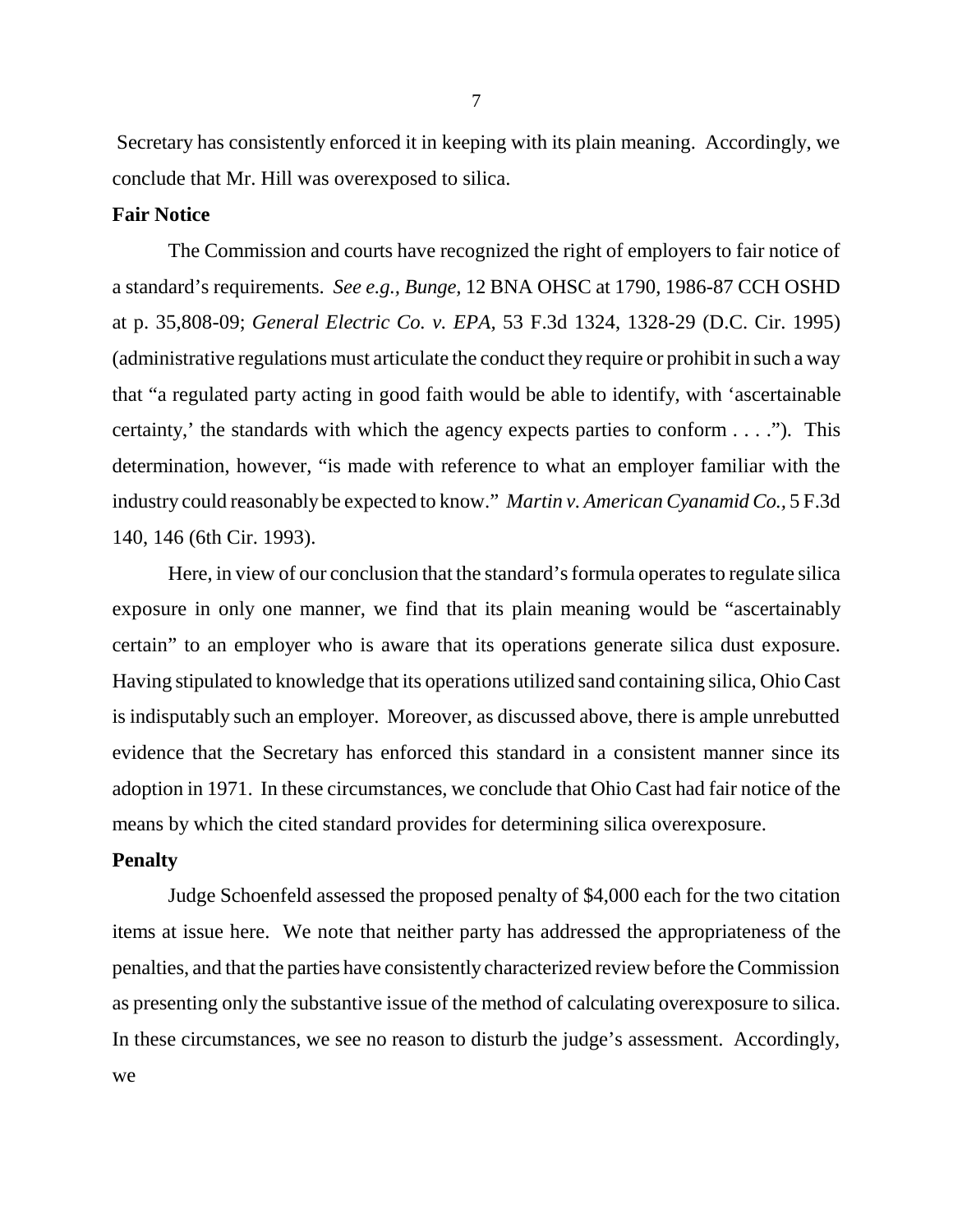Secretary has consistently enforced it in keeping with its plain meaning. Accordingly, we conclude that Mr. Hill was overexposed to silica.

**Fair Notice**

The Commission and courts have recognized the right of employers to fair notice of a standard's requirements. *See e.g., Bunge,* 12 BNA OHSC at 1790, 1986-87 CCH OSHD at p. 35,808-09; *General Electric Co. v. EPA,* 53 F.3d 1324, 1328-29 (D.C. Cir. 1995) (administrative regulations must articulate the conduct they require or prohibit in such a way that "a regulated party acting in good faith would be able to identify, with 'ascertainable certainty,' the standards with which the agency expects parties to conform . . . ."). This determination, however, "is made with reference to what an employer familiar with the industry could reasonably be expected to know." *Martin v. American Cyanamid Co.,* 5 F.3d 140, 146 (6th Cir. 1993).

Here, in view of our conclusion that the standard's formula operates to regulate silica exposure in only one manner, we find that its plain meaning would be "ascertainably certain" to an employer who is aware that its operations generate silica dust exposure. Having stipulated to knowledge that its operations utilized sand containing silica, Ohio Cast is indisputably such an employer. Moreover, as discussed above, there is ample unrebutted evidence that the Secretary has enforced this standard in a consistent manner since its adoption in 1971. In these circumstances, we conclude that Ohio Cast had fair notice of the means by which the cited standard provides for determining silica overexposure.

**Penalty**

Judge Schoenfeld assessed the proposed penalty of $4,000 each for the two citation items at issue here. We note that neither party has addressed the appropriateness of the penalties, and that the parties have consistently characterized review before the Commission as presenting only the substantive issue of the method of calculating overexposure to silica. In these circumstances, we see no reason to disturb the judge's assessment. Accordingly, we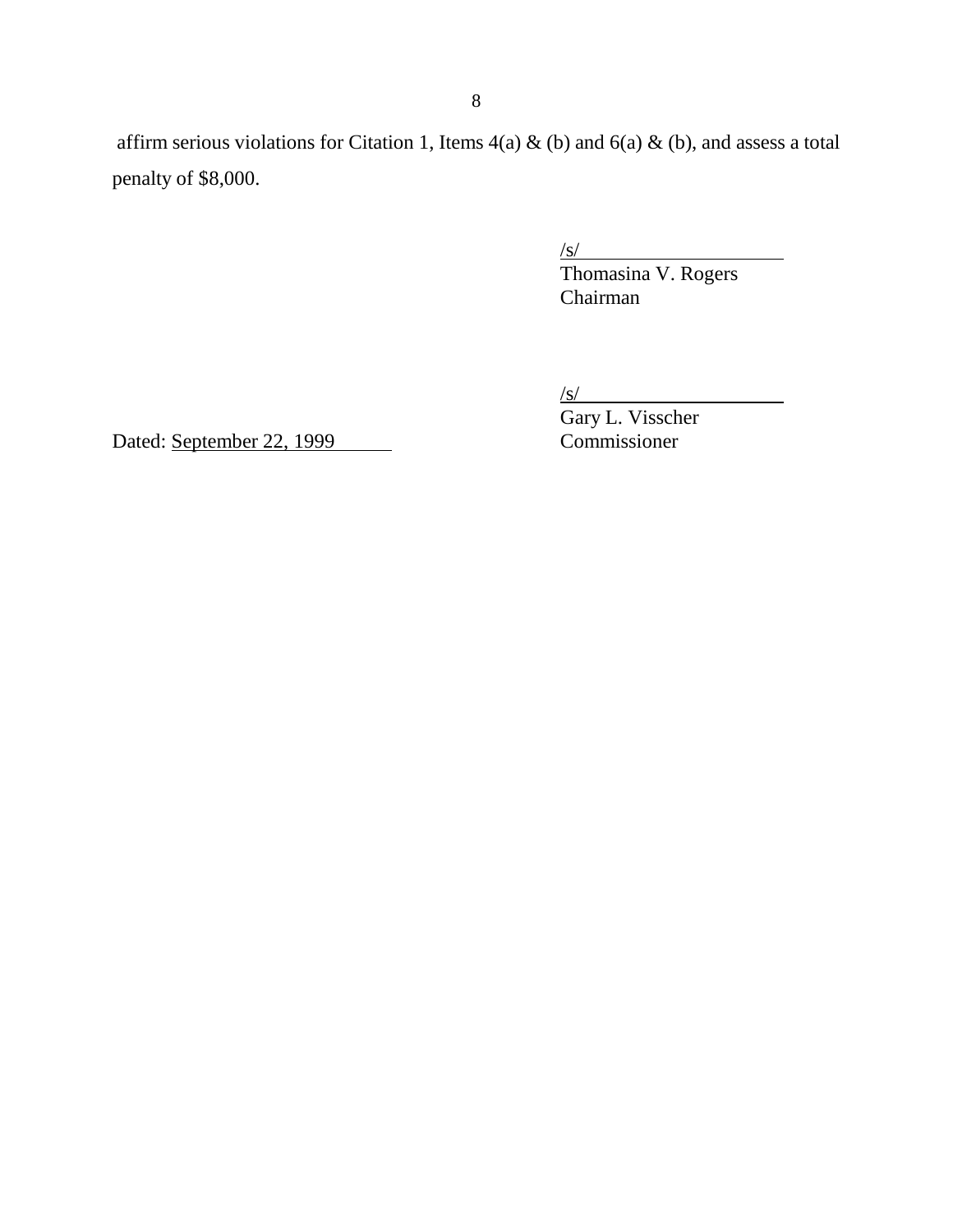affirm serious violations for Citation 1, Items 4(a) & (b) and 6(a) & (b), and assess a total penalty of $8,000.

/s/
Thomasina V. Rogers
Chairman

/s/
Gary L. Visscher
Commissioner

Dated: September 22, 1999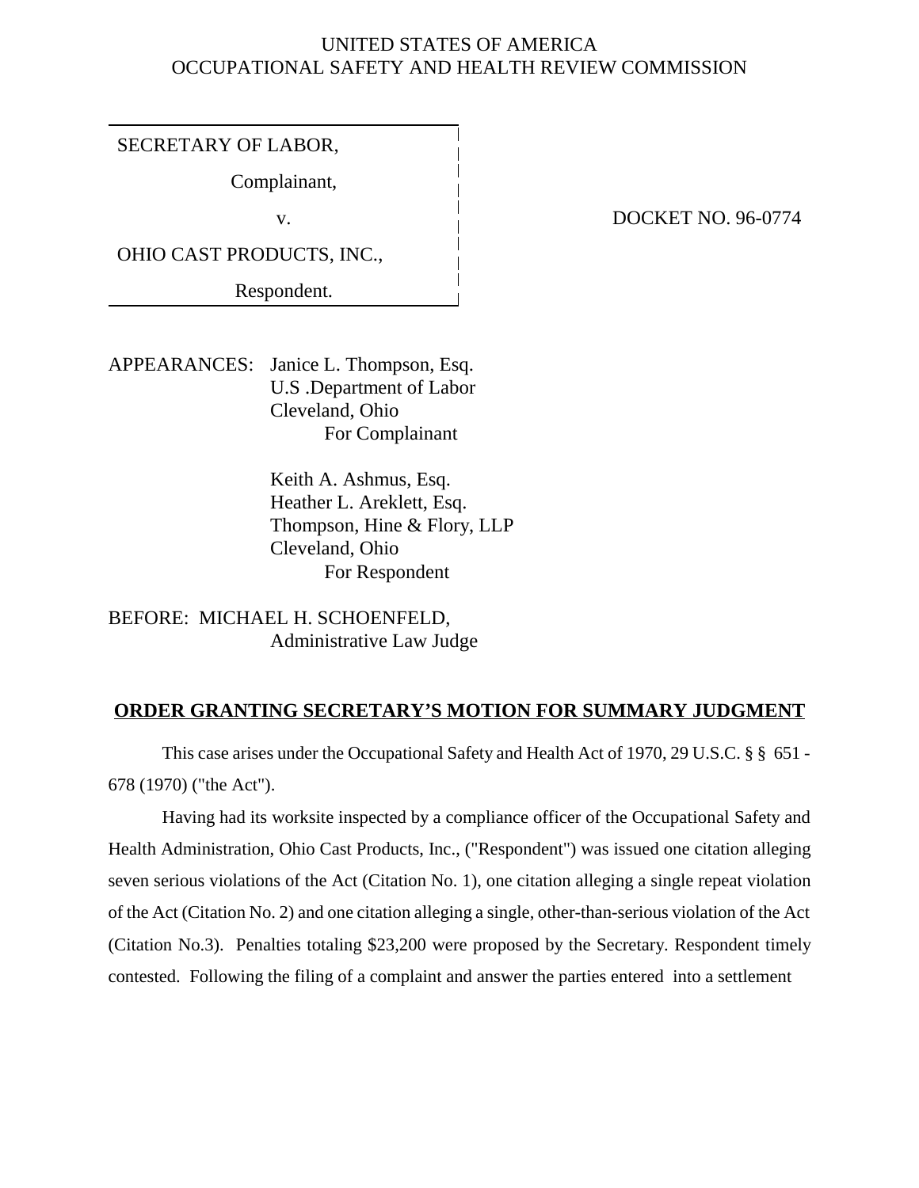UNITED STATES OF AMERICA
OCCUPATIONAL SAFETY AND HEALTH REVIEW COMMISSION

| | |
|---|---|
| SECRETARY OF LABOR, | |
| Complainant, | |
| v. | DOCKET NO. 96-0774 |
| OHIO CAST PRODUCTS, INC., | |
| Respondent. | |

APPEARANCES: Janice L. Thompson, Esq.
U.S .Department of Labor
Cleveland, Ohio
For Complainant

Keith A. Ashmus, Esq.
Heather L. Areklett, Esq.
Thompson, Hine & Flory, LLP
Cleveland, Ohio
For Respondent

BEFORE: MICHAEL H. SCHOENFELD,
Administrative Law Judge

## ORDER GRANTING SECRETARY'S MOTION FOR SUMMARY JUDGMENT

This case arises under the Occupational Safety and Health Act of 1970, 29 U.S.C. § § 651 - 678 (1970) ("the Act").

Having had its worksite inspected by a compliance officer of the Occupational Safety and Health Administration, Ohio Cast Products, Inc., ("Respondent") was issued one citation alleging seven serious violations of the Act (Citation No. 1), one citation alleging a single repeat violation of the Act (Citation No. 2) and one citation alleging a single, other-than-serious violation of the Act (Citation No.3). Penalties totaling $23,200 were proposed by the Secretary. Respondent timely contested. Following the filing of a complaint and answer the parties entered into a settlement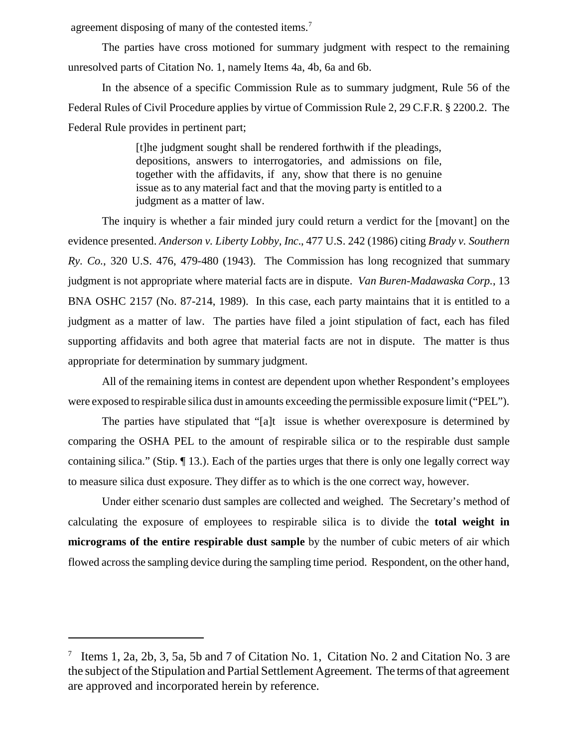agreement disposing of many of the contested items.[7]

The parties have cross motioned for summary judgment with respect to the remaining unresolved parts of Citation No. 1, namely Items 4a, 4b, 6a and 6b.

In the absence of a specific Commission Rule as to summary judgment, Rule 56 of the Federal Rules of Civil Procedure applies by virtue of Commission Rule 2, 29 C.F.R. § 2200.2. The Federal Rule provides in pertinent part;

> [t]he judgment sought shall be rendered forthwith if the pleadings, depositions, answers to interrogatories, and admissions on file, together with the affidavits, if any, show that there is no genuine issue as to any material fact and that the moving party is entitled to a judgment as a matter of law.

The inquiry is whether a fair minded jury could return a verdict for the [movant] on the evidence presented. *Anderson v. Liberty Lobby, Inc*., 477 U.S. 242 (1986) citing *Brady v. Southern Ry. Co.*, 320 U.S. 476, 479-480 (1943). The Commission has long recognized that summary judgment is not appropriate where material facts are in dispute. *Van Buren-Madawaska Corp.*, 13 BNA OSHC 2157 (No. 87-214, 1989). In this case, each party maintains that it is entitled to a judgment as a matter of law. The parties have filed a joint stipulation of fact, each has filed supporting affidavits and both agree that material facts are not in dispute. The matter is thus appropriate for determination by summary judgment.

All of the remaining items in contest are dependent upon whether Respondent's employees were exposed to respirable silica dust in amounts exceeding the permissible exposure limit ("PEL").

The parties have stipulated that "[a]t issue is whether overexposure is determined by comparing the OSHA PEL to the amount of respirable silica or to the respirable dust sample containing silica." (Stip. ¶ 13.). Each of the parties urges that there is only one legally correct way to measure silica dust exposure. They differ as to which is the one correct way, however.

Under either scenario dust samples are collected and weighed. The Secretary's method of calculating the exposure of employees to respirable silica is to divide the **total weight in micrograms of the entire respirable dust sample** by the number of cubic meters of air which flowed across the sampling device during the sampling time period. Respondent, on the other hand,

---

[7] Items 1, 2a, 2b, 3, 5a, 5b and 7 of Citation No. 1, Citation No. 2 and Citation No. 3 are the subject of the Stipulation and Partial Settlement Agreement. The terms of that agreement are approved and incorporated herein by reference.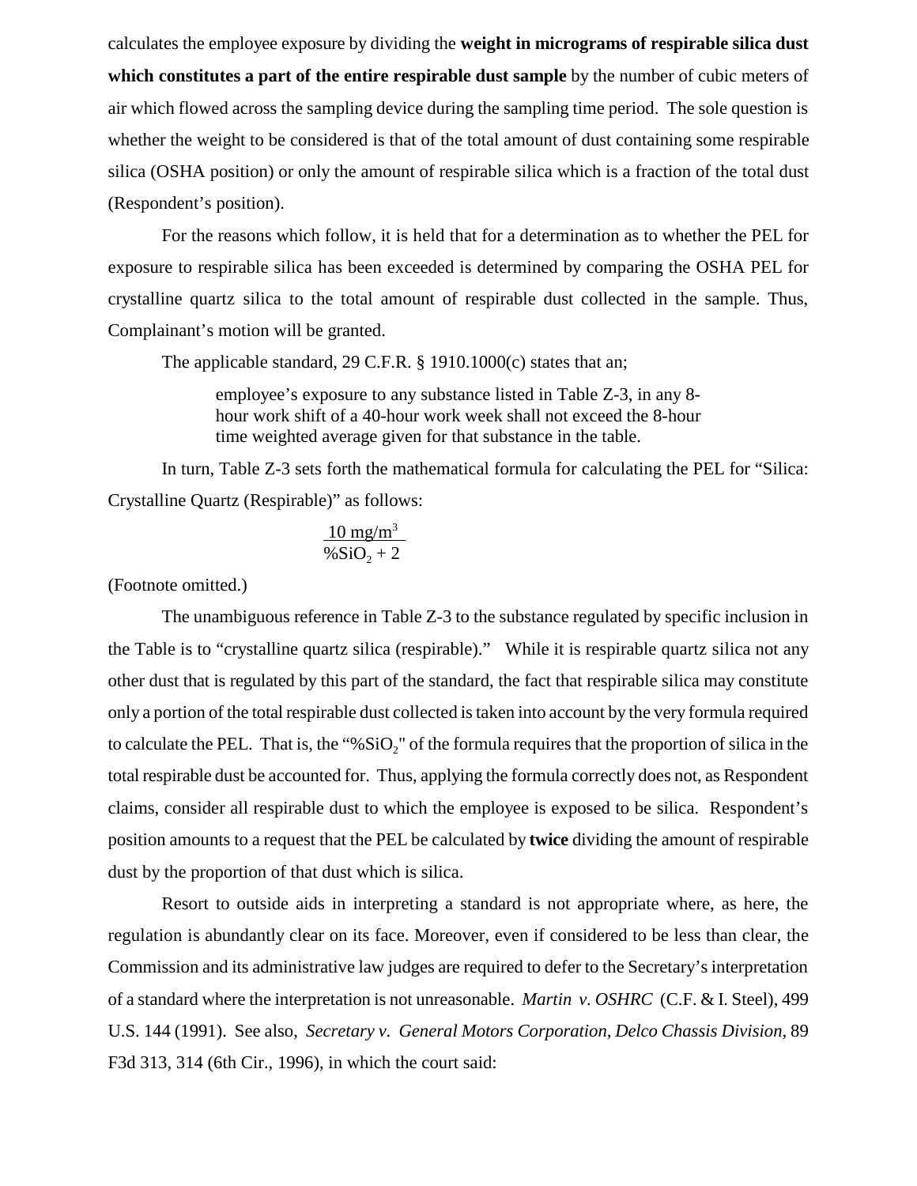calculates the employee exposure by dividing the **weight in micrograms of respirable silica dust which constitutes a part of the entire respirable dust sample** by the number of cubic meters of air which flowed across the sampling device during the sampling time period. The sole question is whether the weight to be considered is that of the total amount of dust containing some respirable silica (OSHA position) or only the amount of respirable silica which is a fraction of the total dust (Respondent's position).

For the reasons which follow, it is held that for a determination as to whether the PEL for exposure to respirable silica has been exceeded is determined by comparing the OSHA PEL for crystalline quartz silica to the total amount of respirable dust collected in the sample. Thus, Complainant's motion will be granted.

The applicable standard, 29 C.F.R. § 1910.1000(c) states that an;

> employee's exposure to any substance listed in Table Z-3, in any 8-hour work shift of a 40-hour work week shall not exceed the 8-hour time weighted average given for that substance in the table.

In turn, Table Z-3 sets forth the mathematical formula for calculating the PEL for "Silica: Crystalline Quartz (Respirable)" as follows:

$$\frac{10 \text{ mg/m}^3}{\%SiO_2 + 2}$$

(Footnote omitted.)

The unambiguous reference in Table Z-3 to the substance regulated by specific inclusion in the Table is to "crystalline quartz silica (respirable)." While it is respirable quartz silica not any other dust that is regulated by this part of the standard, the fact that respirable silica may constitute only a portion of the total respirable dust collected is taken into account by the very formula required to calculate the PEL. That is, the "$\%SiO_2$" of the formula requires that the proportion of silica in the total respirable dust be accounted for. Thus, applying the formula correctly does not, as Respondent claims, consider all respirable dust to which the employee is exposed to be silica. Respondent's position amounts to a request that the PEL be calculated by **twice** dividing the amount of respirable dust by the proportion of that dust which is silica.

Resort to outside aids in interpreting a standard is not appropriate where, as here, the regulation is abundantly clear on its face. Moreover, even if considered to be less than clear, the Commission and its administrative law judges are required to defer to the Secretary's interpretation of a standard where the interpretation is not unreasonable. *Martin v. OSHRC* (C.F. & I. Steel), 499 U.S. 144 (1991). See also, *Secretary v. General Motors Corporation, Delco Chassis Division,* 89 F3d 313, 314 (6th Cir., 1996), in which the court said: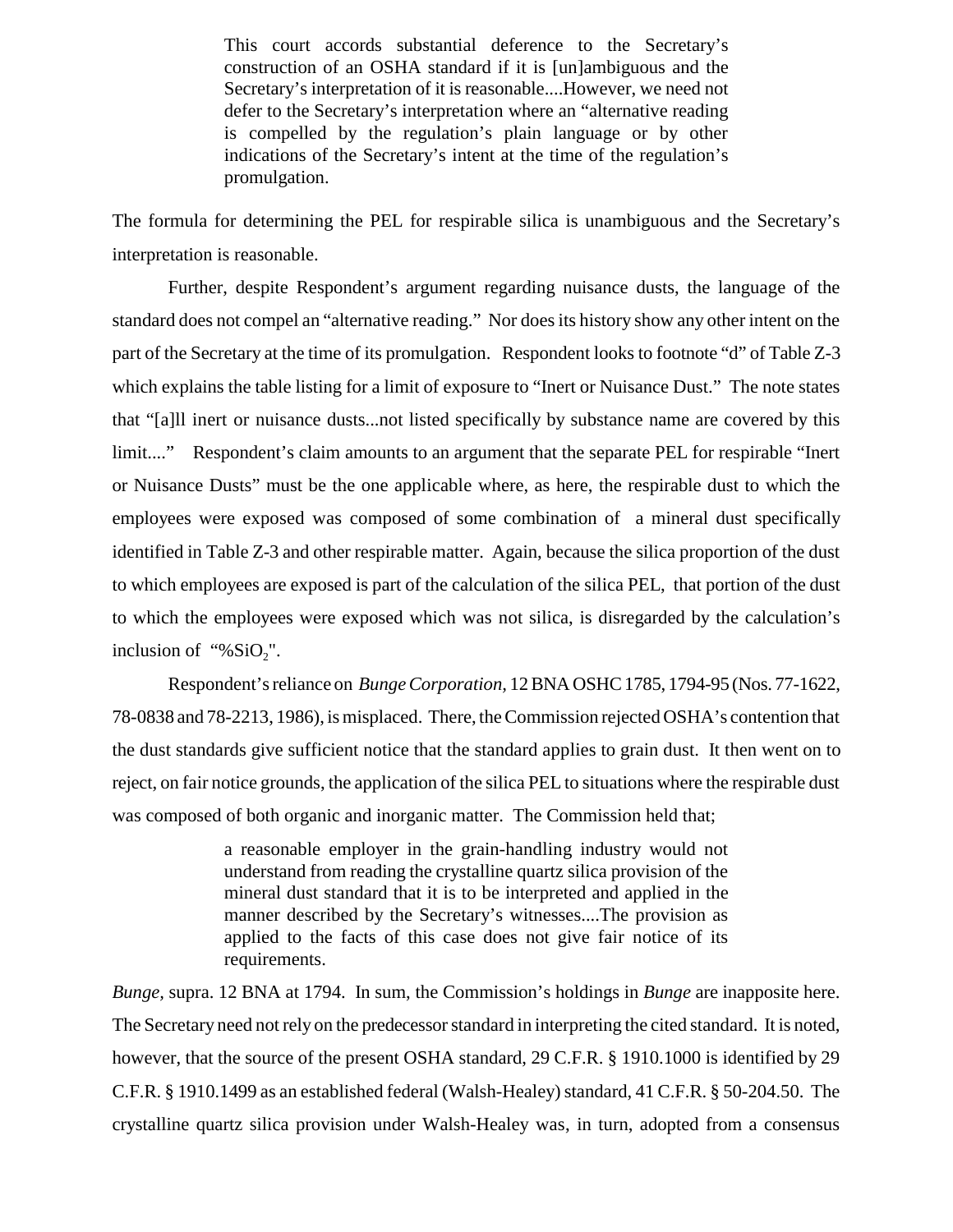> This court accords substantial deference to the Secretary's construction of an OSHA standard if it is [un]ambiguous and the Secretary's interpretation of it is reasonable....However, we need not defer to the Secretary's interpretation where an "alternative reading is compelled by the regulation's plain language or by other indications of the Secretary's intent at the time of the regulation's promulgation.

The formula for determining the PEL for respirable silica is unambiguous and the Secretary's interpretation is reasonable.

Further, despite Respondent's argument regarding nuisance dusts, the language of the standard does not compel an "alternative reading." Nor does its history show any other intent on the part of the Secretary at the time of its promulgation. Respondent looks to footnote "d" of Table Z-3 which explains the table listing for a limit of exposure to "Inert or Nuisance Dust." The note states that "[a]ll inert or nuisance dusts...not listed specifically by substance name are covered by this limit...." Respondent's claim amounts to an argument that the separate PEL for respirable "Inert or Nuisance Dusts" must be the one applicable where, as here, the respirable dust to which the employees were exposed was composed of some combination of a mineral dust specifically identified in Table Z-3 and other respirable matter. Again, because the silica proportion of the dust to which employees are exposed is part of the calculation of the silica PEL, that portion of the dust to which the employees were exposed which was not silica, is disregarded by the calculation's inclusion of "%$SiO_2$".

Respondent's reliance on *Bunge Corporation*, 12 BNA OSHC 1785, 1794-95 (Nos. 77-1622, 78-0838 and 78-2213, 1986), is misplaced. There, the Commission rejected OSHA's contention that the dust standards give sufficient notice that the standard applies to grain dust. It then went on to reject, on fair notice grounds, the application of the silica PEL to situations where the respirable dust was composed of both organic and inorganic matter. The Commission held that;

> a reasonable employer in the grain-handling industry would not understand from reading the crystalline quartz silica provision of the mineral dust standard that it is to be interpreted and applied in the manner described by the Secretary's witnesses....The provision as applied to the facts of this case does not give fair notice of its requirements.

*Bunge*, supra. 12 BNA at 1794. In sum, the Commission's holdings in *Bunge* are inapposite here. The Secretary need not rely on the predecessor standard in interpreting the cited standard. It is noted, however, that the source of the present OSHA standard, 29 C.F.R. § 1910.1000 is identified by 29 C.F.R. § 1910.1499 as an established federal (Walsh-Healey) standard, 41 C.F.R. § 50-204.50. The crystalline quartz silica provision under Walsh-Healey was, in turn, adopted from a consensus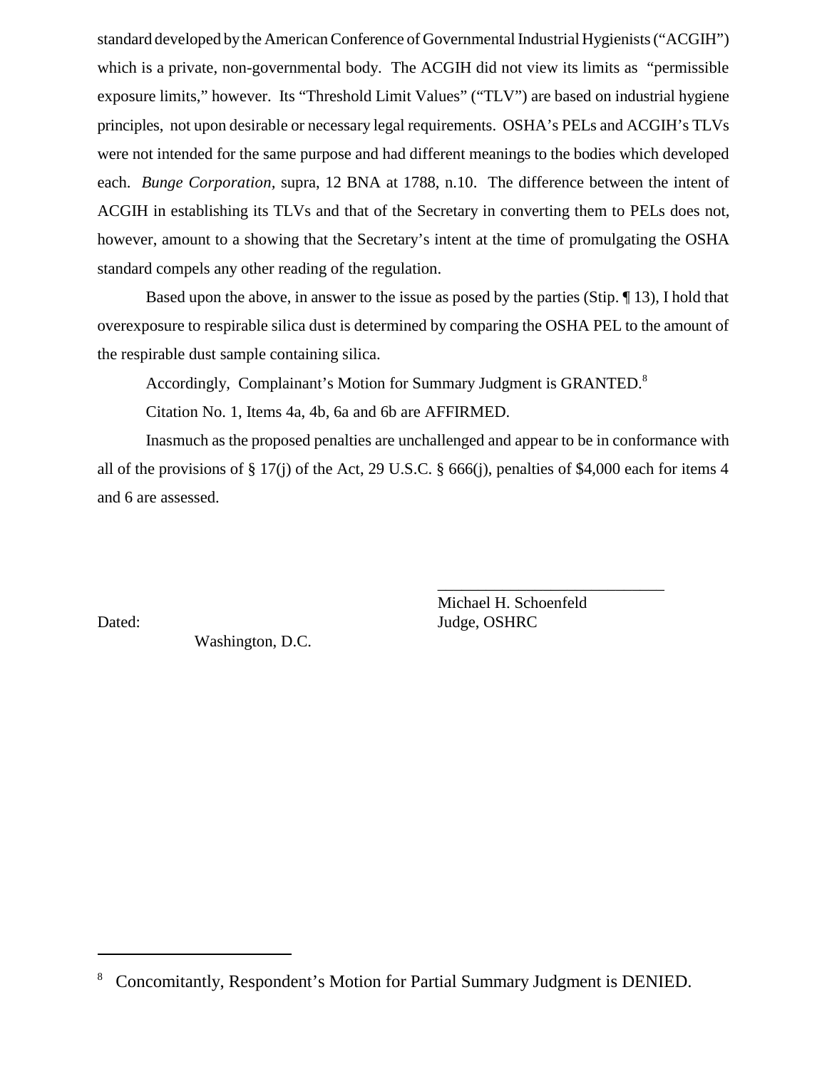standard developed by the American Conference of Governmental Industrial Hygienists ("ACGIH") which is a private, non-governmental body. The ACGIH did not view its limits as "permissible exposure limits," however. Its "Threshold Limit Values" ("TLV") are based on industrial hygiene principles, not upon desirable or necessary legal requirements. OSHA's PELs and ACGIH's TLVs were not intended for the same purpose and had different meanings to the bodies which developed each. *Bunge Corporation*, supra, 12 BNA at 1788, n.10. The difference between the intent of ACGIH in establishing its TLVs and that of the Secretary in converting them to PELs does not, however, amount to a showing that the Secretary's intent at the time of promulgating the OSHA standard compels any other reading of the regulation.

Based upon the above, in answer to the issue as posed by the parties (Stip. ¶ 13), I hold that overexposure to respirable silica dust is determined by comparing the OSHA PEL to the amount of the respirable dust sample containing silica.

Accordingly, Complainant's Motion for Summary Judgment is GRANTED.[8]

Citation No. 1, Items 4a, 4b, 6a and 6b are AFFIRMED.

Inasmuch as the proposed penalties are unchallenged and appear to be in conformance with all of the provisions of § 17(j) of the Act, 29 U.S.C. § 666(j), penalties of $4,000 each for items 4 and 6 are assessed.

\_\_\_\_\_\_\_\_\_\_\_\_\_\_\_\_\_\_\_\_\_\_\_\_\_\_\_\_\_\_

Michael H. Schoenfeld
Judge, OSHRC

Dated:

Washington, D.C.

---

[8] Concomitantly, Respondent's Motion for Partial Summary Judgment is DENIED.